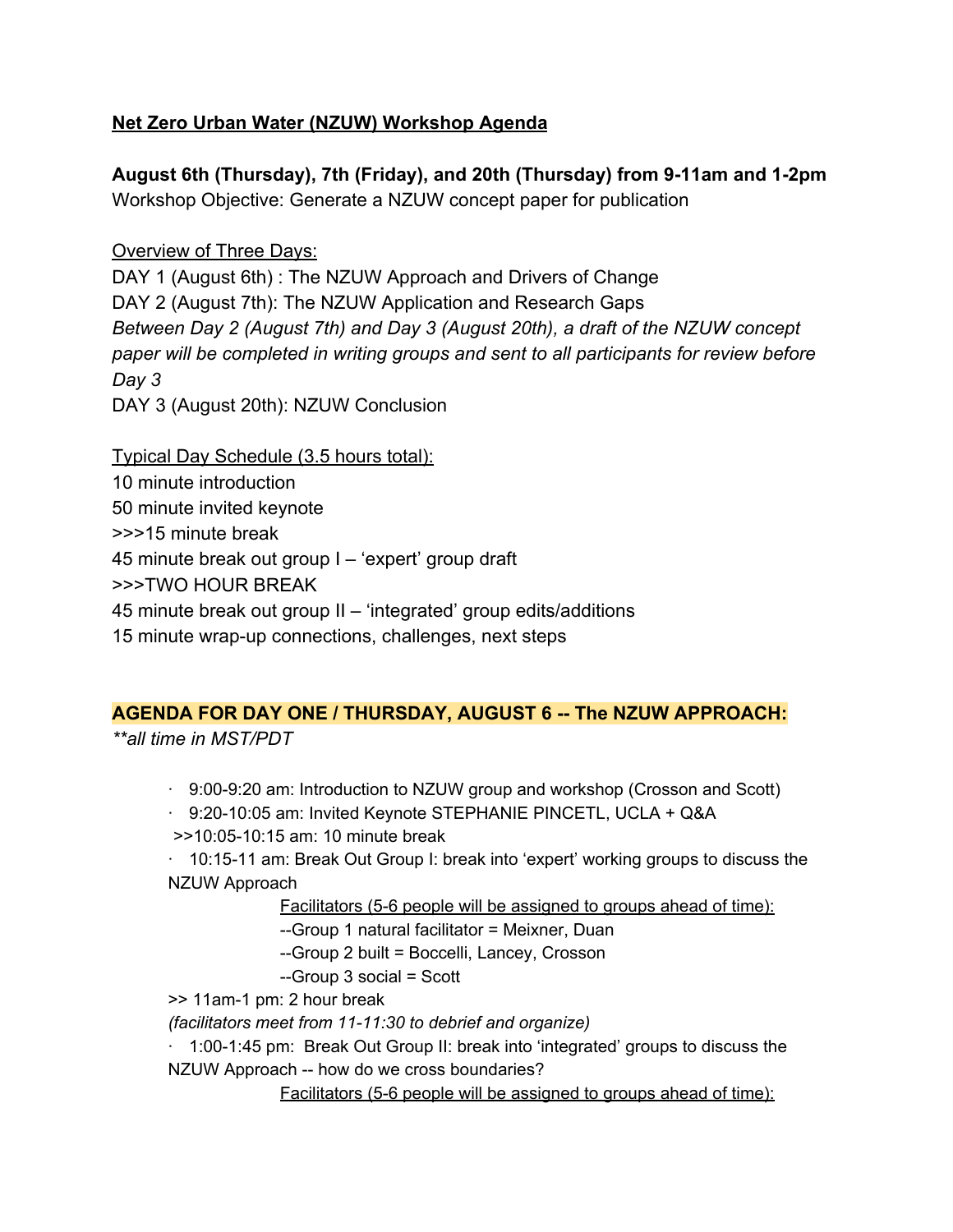**<u>Net Zero Urban Water (NZUW) Workshop Agenda</u>**

**August 6th (Thursday), 7th (Friday), and 20th (Thursday) from 9-11am and 1-2pm**

Workshop Objective: Generate a NZUW concept paper for publication

<u>Overview of Three Days:</u>

DAY 1 (August 6th) : The NZUW Approach and Drivers of Change

DAY 2 (August 7th): The NZUW Application and Research Gaps

*Between Day 2 (August 7th) and Day 3 (August 20th), a draft of the NZUW concept paper will be completed in writing groups and sent to all participants for review before Day 3*

DAY 3 (August 20th): NZUW Conclusion

<u>Typical Day Schedule (3.5 hours total):</u>

10 minute introduction

50 minute invited keynote

>>>15 minute break

45 minute break out group I – 'expert' group draft

>>>TWO HOUR BREAK

45 minute break out group II – 'integrated' group edits/additions

15 minute wrap-up connections, challenges, next steps

## AGENDA FOR DAY ONE / THURSDAY, AUGUST 6 -- The NZUW APPROACH:

*\*\*all time in MST/PDT*

- 9:00-9:20 am: Introduction to NZUW group and workshop (Crosson and Scott)
- 9:20-10:05 am: Invited Keynote STEPHANIE PINCETL, UCLA + Q&A

  >>10:05-10:15 am: 10 minute break
- 10:15-11 am: Break Out Group I: break into 'expert' working groups to discuss the NZUW Approach

  <u>Facilitators (5-6 people will be assigned to groups ahead of time):</u>

  --Group 1 natural facilitator = Meixner, Duan

  --Group 2 built = Boccelli, Lancey, Crosson

  --Group 3 social = Scott

  >> 11am-1 pm: 2 hour break

  *(facilitators meet from 11-11:30 to debrief and organize)*
- 1:00-1:45 pm: Break Out Group II: break into 'integrated' groups to discuss the NZUW Approach -- how do we cross boundaries?

  <u>Facilitators (5-6 people will be assigned to groups ahead of time):</u>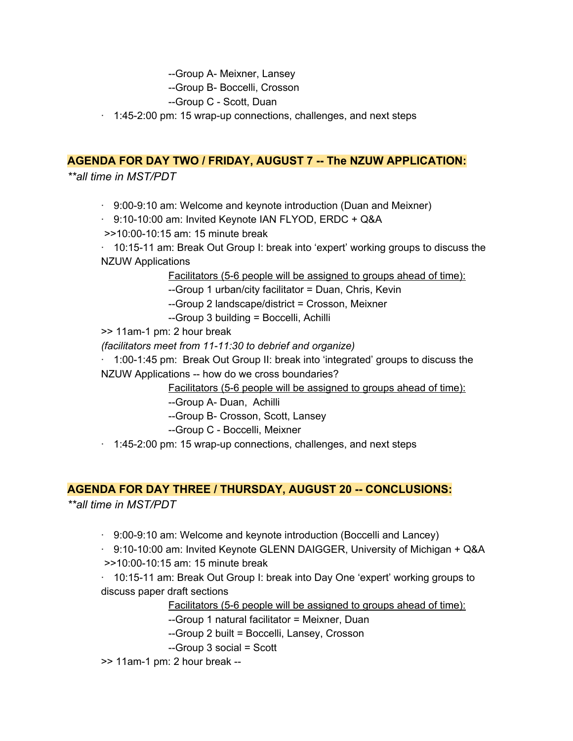--Group A- Meixner, Lansey
--Group B- Boccelli, Crosson
--Group C - Scott, Duan

- 1:45-2:00 pm: 15 wrap-up connections, challenges, and next steps

## AGENDA FOR DAY TWO / FRIDAY, AUGUST 7 -- The NZUW APPLICATION:

*\*\*all time in MST/PDT*

- 9:00-9:10 am: Welcome and keynote introduction (Duan and Meixner)
- 9:10-10:00 am: Invited Keynote IAN FLYOD, ERDC + Q&A

>>10:00-10:15 am: 15 minute break

- 10:15-11 am: Break Out Group I: break into 'expert' working groups to discuss the NZUW Applications

<u>Facilitators (5-6 people will be assigned to groups ahead of time):</u>
--Group 1 urban/city facilitator = Duan, Chris, Kevin
--Group 2 landscape/district = Crosson, Meixner
--Group 3 building = Boccelli, Achilli

>> 11am-1 pm: 2 hour break

*(facilitators meet from 11-11:30 to debrief and organize)*

- 1:00-1:45 pm: Break Out Group II: break into 'integrated' groups to discuss the NZUW Applications -- how do we cross boundaries?

<u>Facilitators (5-6 people will be assigned to groups ahead of time):</u>
--Group A- Duan, Achilli
--Group B- Crosson, Scott, Lansey
--Group C - Boccelli, Meixner

- 1:45-2:00 pm: 15 wrap-up connections, challenges, and next steps

## AGENDA FOR DAY THREE / THURSDAY, AUGUST 20 -- CONCLUSIONS:

*\*\*all time in MST/PDT*

- 9:00-9:10 am: Welcome and keynote introduction (Boccelli and Lancey)
- 9:10-10:00 am: Invited Keynote GLENN DAIGGER, University of Michigan + Q&A

>>10:00-10:15 am: 15 minute break

- 10:15-11 am: Break Out Group I: break into Day One 'expert' working groups to discuss paper draft sections

<u>Facilitators (5-6 people will be assigned to groups ahead of time):</u>
--Group 1 natural facilitator = Meixner, Duan
--Group 2 built = Boccelli, Lansey, Crosson
--Group 3 social = Scott

>> 11am-1 pm: 2 hour break --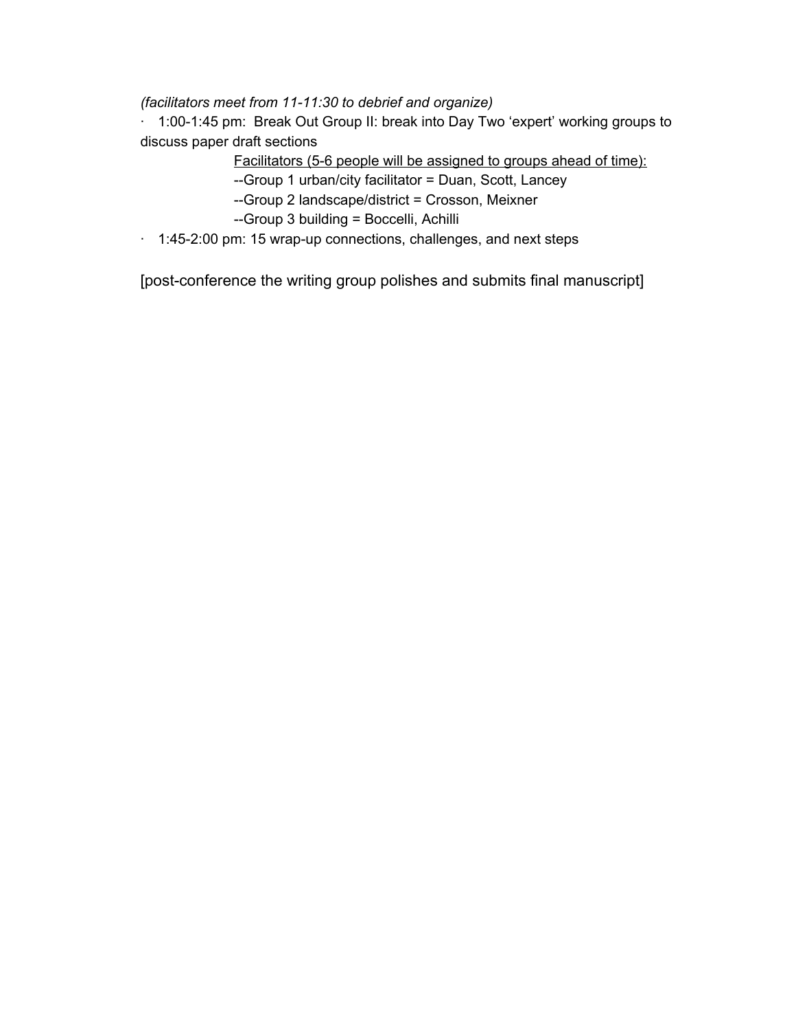*(facilitators meet from 11-11:30 to debrief and organize)*

- 1:00-1:45 pm: Break Out Group II: break into Day Two 'expert' working groups to discuss paper draft sections

  <u>Facilitators (5-6 people will be assigned to groups ahead of time):</u>

  --Group 1 urban/city facilitator = Duan, Scott, Lancey

  --Group 2 landscape/district = Crosson, Meixner

  --Group 3 building = Boccelli, Achilli

- 1:45-2:00 pm: 15 wrap-up connections, challenges, and next steps

[post-conference the writing group polishes and submits final manuscript]